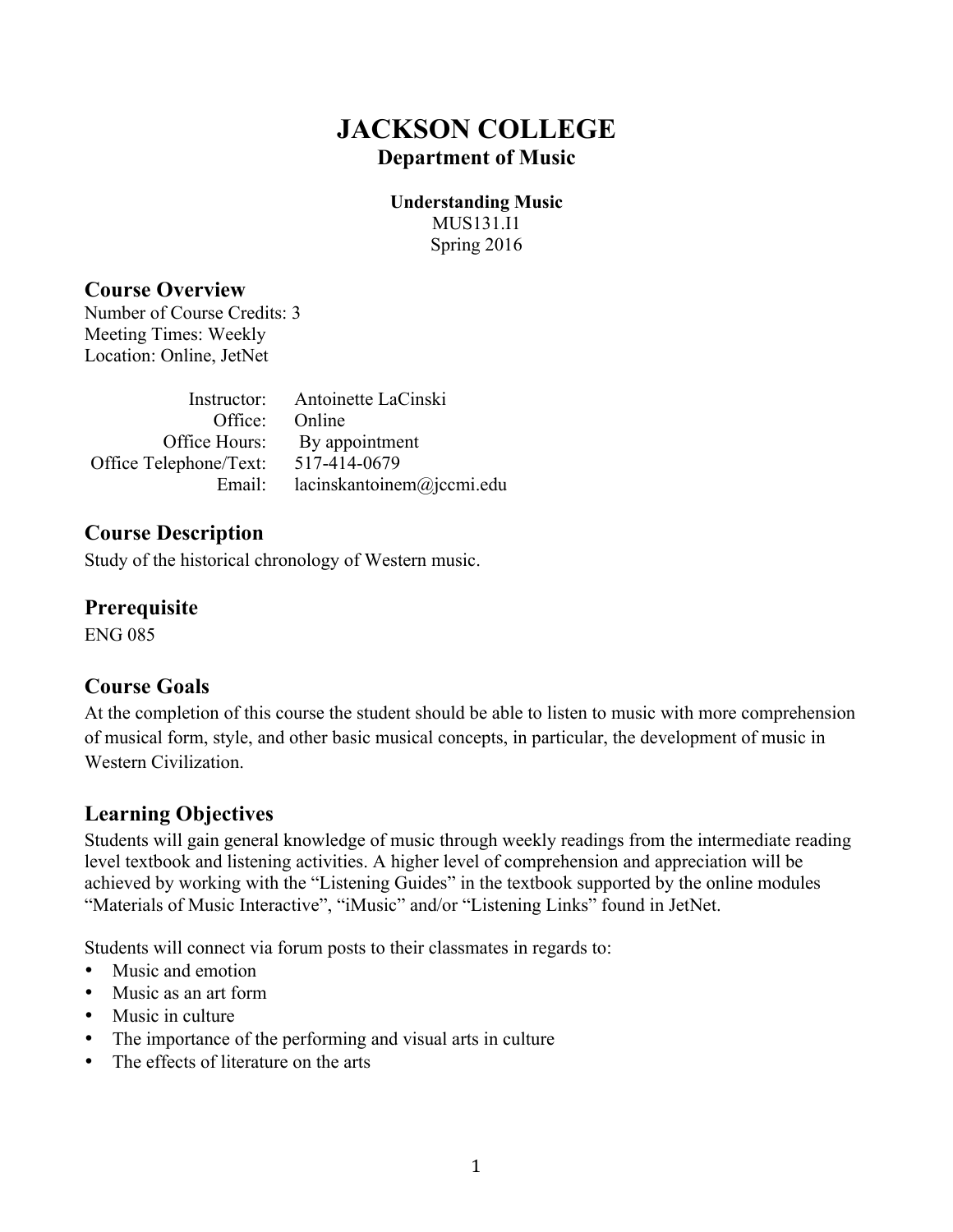# JACKSON COLLEGE

## Department of Music

**Understanding Music**
MUS131.I1
Spring 2016

### Course Overview

Number of Course Credits: 3
Meeting Times: Weekly
Location: Online, JetNet

| | |
|---|---|
| Instructor: | Antoinette LaCinski |
| Office: | Online |
| Office Hours: | By appointment |
| Office Telephone/Text: | 517-414-0679 |
| Email: | lacinskantoinem@jccmi.edu |

### Course Description

Study of the historical chronology of Western music.

### Prerequisite

ENG 085

### Course Goals

At the completion of this course the student should be able to listen to music with more comprehension of musical form, style, and other basic musical concepts, in particular, the development of music in Western Civilization.

### Learning Objectives

Students will gain general knowledge of music through weekly readings from the intermediate reading level textbook and listening activities. A higher level of comprehension and appreciation will be achieved by working with the "Listening Guides" in the textbook supported by the online modules "Materials of Music Interactive", "iMusic" and/or "Listening Links" found in JetNet.

Students will connect via forum posts to their classmates in regards to:

- Music and emotion
- Music as an art form
- Music in culture
- The importance of the performing and visual arts in culture
- The effects of literature on the arts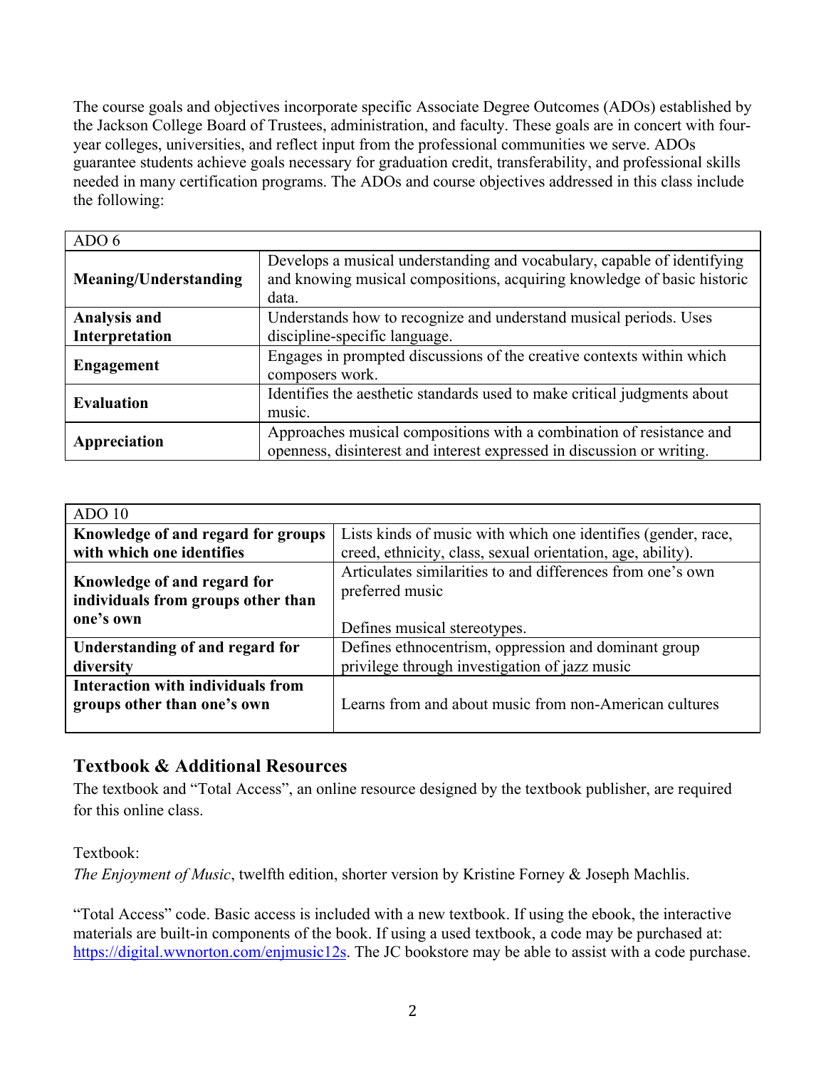The course goals and objectives incorporate specific Associate Degree Outcomes (ADOs) established by the Jackson College Board of Trustees, administration, and faculty. These goals are in concert with four-year colleges, universities, and reflect input from the professional communities we serve. ADOs guarantee students achieve goals necessary for graduation credit, transferability, and professional skills needed in many certification programs. The ADOs and course objectives addressed in this class include the following:

| ADO 6 | |
|---|---|
| **Meaning/Understanding** | Develops a musical understanding and vocabulary, capable of identifying and knowing musical compositions, acquiring knowledge of basic historic data. |
| **Analysis and Interpretation** | Understands how to recognize and understand musical periods. Uses discipline-specific language. |
| **Engagement** | Engages in prompted discussions of the creative contexts within which composers work. |
| **Evaluation** | Identifies the aesthetic standards used to make critical judgments about music. |
| **Appreciation** | Approaches musical compositions with a combination of resistance and openness, disinterest and interest expressed in discussion or writing. |

| ADO 10 | |
|---|---|
| **Knowledge of and regard for groups with which one identifies** | Lists kinds of music with which one identifies (gender, race, creed, ethnicity, class, sexual orientation, age, ability). |
| **Knowledge of and regard for individuals from groups other than one's own** | Articulates similarities to and differences from one's own preferred music<br><br>Defines musical stereotypes. |
| **Understanding of and regard for diversity** | Defines ethnocentrism, oppression and dominant group privilege through investigation of jazz music |
| **Interaction with individuals from groups other than one's own** | Learns from and about music from non-American cultures |

## Textbook & Additional Resources

The textbook and "Total Access", an online resource designed by the textbook publisher, are required for this online class.

Textbook:
*The Enjoyment of Music*, twelfth edition, shorter version by Kristine Forney & Joseph Machlis.

"Total Access" code. Basic access is included with a new textbook. If using the ebook, the interactive materials are built-in components of the book. If using a used textbook, a code may be purchased at: https://digital.wwnorton.com/enjmusic12s. The JC bookstore may be able to assist with a code purchase.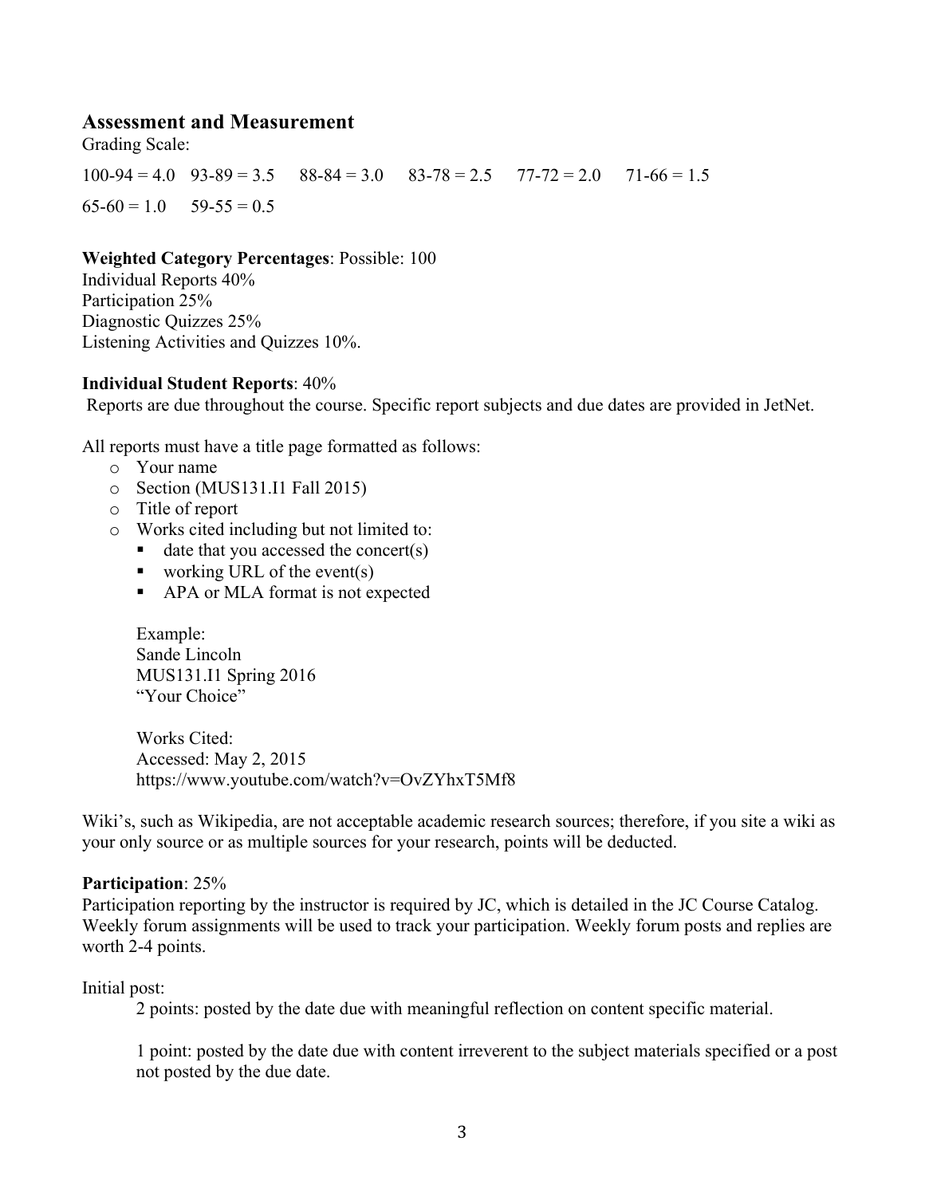## Assessment and Measurement

Grading Scale:

100-94 = 4.0 93-89 = 3.5 88-84 = 3.0 83-78 = 2.5 77-72 = 2.0 71-66 = 1.5

65-60 = 1.0 59-55 = 0.5

**Weighted Category Percentages**: Possible: 100
Individual Reports 40%
Participation 25%
Diagnostic Quizzes 25%
Listening Activities and Quizzes 10%.

**Individual Student Reports**: 40%
Reports are due throughout the course. Specific report subjects and due dates are provided in JetNet.

All reports must have a title page formatted as follows:

- Your name
- Section (MUS131.I1 Fall 2015)
- Title of report
- Works cited including but not limited to:
  - date that you accessed the concert(s)
  - working URL of the event(s)
  - APA or MLA format is not expected

  Example:
  Sande Lincoln
  MUS131.I1 Spring 2016
  "Your Choice"

  Works Cited:
  Accessed: May 2, 2015
  https://www.youtube.com/watch?v=OvZYhxT5Mf8

Wiki's, such as Wikipedia, are not acceptable academic research sources; therefore, if you site a wiki as your only source or as multiple sources for your research, points will be deducted.

**Participation**: 25%
Participation reporting by the instructor is required by JC, which is detailed in the JC Course Catalog. Weekly forum assignments will be used to track your participation. Weekly forum posts and replies are worth 2-4 points.

Initial post:

2 points: posted by the date due with meaningful reflection on content specific material.

1 point: posted by the date due with content irreverent to the subject materials specified or a post not posted by the due date.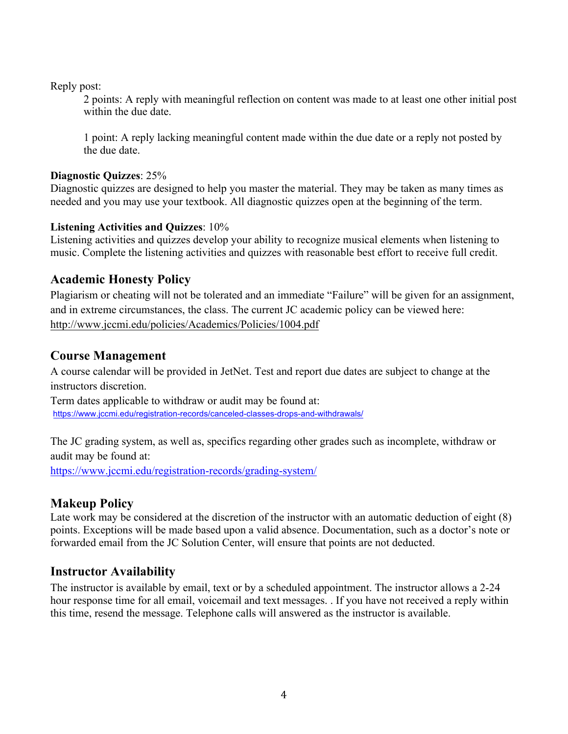Reply post:

> 2 points: A reply with meaningful reflection on content was made to at least one other initial post within the due date.
>
> 1 point: A reply lacking meaningful content made within the due date or a reply not posted by the due date.

**Diagnostic Quizzes**: 25%
Diagnostic quizzes are designed to help you master the material. They may be taken as many times as needed and you may use your textbook. All diagnostic quizzes open at the beginning of the term.

**Listening Activities and Quizzes**: 10%
Listening activities and quizzes develop your ability to recognize musical elements when listening to music. Complete the listening activities and quizzes with reasonable best effort to receive full credit.

## Academic Honesty Policy

Plagiarism or cheating will not be tolerated and an immediate "Failure" will be given for an assignment, and in extreme circumstances, the class. The current JC academic policy can be viewed here: http://www.jccmi.edu/policies/Academics/Policies/1004.pdf

## Course Management

A course calendar will be provided in JetNet. Test and report due dates are subject to change at the instructors discretion.
Term dates applicable to withdraw or audit may be found at:
https://www.jccmi.edu/registration-records/canceled-classes-drops-and-withdrawals/

The JC grading system, as well as, specifics regarding other grades such as incomplete, withdraw or audit may be found at:
https://www.jccmi.edu/registration-records/grading-system/

## Makeup Policy

Late work may be considered at the discretion of the instructor with an automatic deduction of eight (8) points. Exceptions will be made based upon a valid absence. Documentation, such as a doctor's note or forwarded email from the JC Solution Center, will ensure that points are not deducted.

## Instructor Availability

The instructor is available by email, text or by a scheduled appointment. The instructor allows a 2-24 hour response time for all email, voicemail and text messages. . If you have not received a reply within this time, resend the message. Telephone calls will answered as the instructor is available.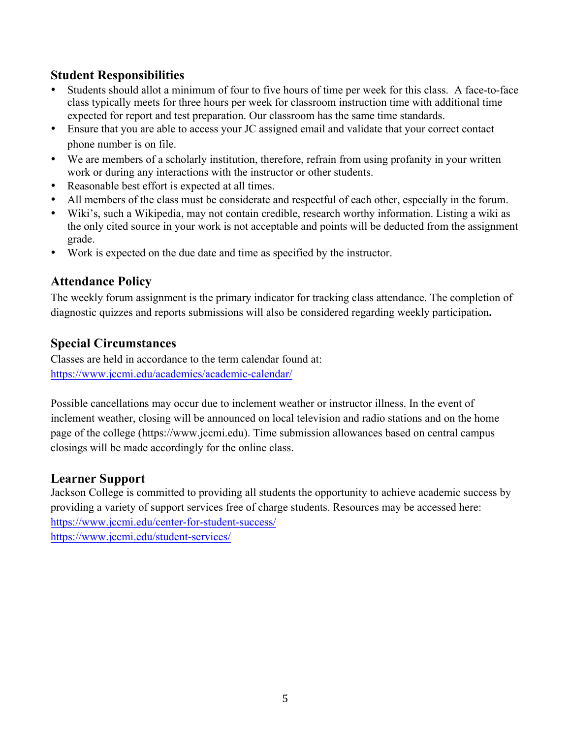## Student Responsibilities

- Students should allot a minimum of four to five hours of time per week for this class. A face-to-face class typically meets for three hours per week for classroom instruction time with additional time expected for report and test preparation. Our classroom has the same time standards.
- Ensure that you are able to access your JC assigned email and validate that your correct contact phone number is on file.
- We are members of a scholarly institution, therefore, refrain from using profanity in your written work or during any interactions with the instructor or other students.
- Reasonable best effort is expected at all times.
- All members of the class must be considerate and respectful of each other, especially in the forum.
- Wiki's, such a Wikipedia, may not contain credible, research worthy information. Listing a wiki as the only cited source in your work is not acceptable and points will be deducted from the assignment grade.
- Work is expected on the due date and time as specified by the instructor.

## Attendance Policy

The weekly forum assignment is the primary indicator for tracking class attendance. The completion of diagnostic quizzes and reports submissions will also be considered regarding weekly participation**.**

## Special Circumstances

Classes are held in accordance to the term calendar found at:
https://www.jccmi.edu/academics/academic-calendar/

Possible cancellations may occur due to inclement weather or instructor illness. In the event of inclement weather, closing will be announced on local television and radio stations and on the home page of the college (https://www.jccmi.edu). Time submission allowances based on central campus closings will be made accordingly for the online class.

## Learner Support

Jackson College is committed to providing all students the opportunity to achieve academic success by providing a variety of support services free of charge students. Resources may be accessed here:
https://www.jccmi.edu/center-for-student-success/
https://www.jccmi.edu/student-services/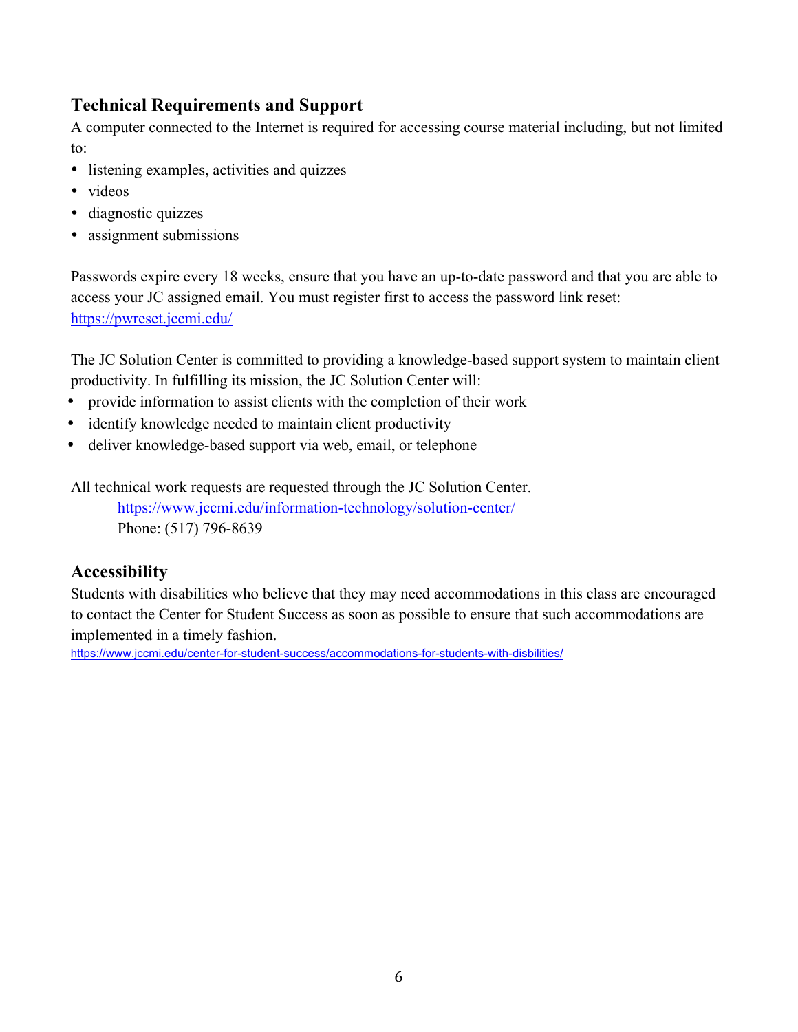## Technical Requirements and Support

A computer connected to the Internet is required for accessing course material including, but not limited to:

- listening examples, activities and quizzes
- videos
- diagnostic quizzes
- assignment submissions

Passwords expire every 18 weeks, ensure that you have an up-to-date password and that you are able to access your JC assigned email. You must register first to access the password link reset: https://pwreset.jccmi.edu/

The JC Solution Center is committed to providing a knowledge-based support system to maintain client productivity. In fulfilling its mission, the JC Solution Center will:

- provide information to assist clients with the completion of their work
- identify knowledge needed to maintain client productivity
- deliver knowledge-based support via web, email, or telephone

All technical work requests are requested through the JC Solution Center.

> https://www.jccmi.edu/information-technology/solution-center/
> Phone: (517) 796-8639

## Accessibility

Students with disabilities who believe that they may need accommodations in this class are encouraged to contact the Center for Student Success as soon as possible to ensure that such accommodations are implemented in a timely fashion.
https://www.jccmi.edu/center-for-student-success/accommodations-for-students-with-disbilities/